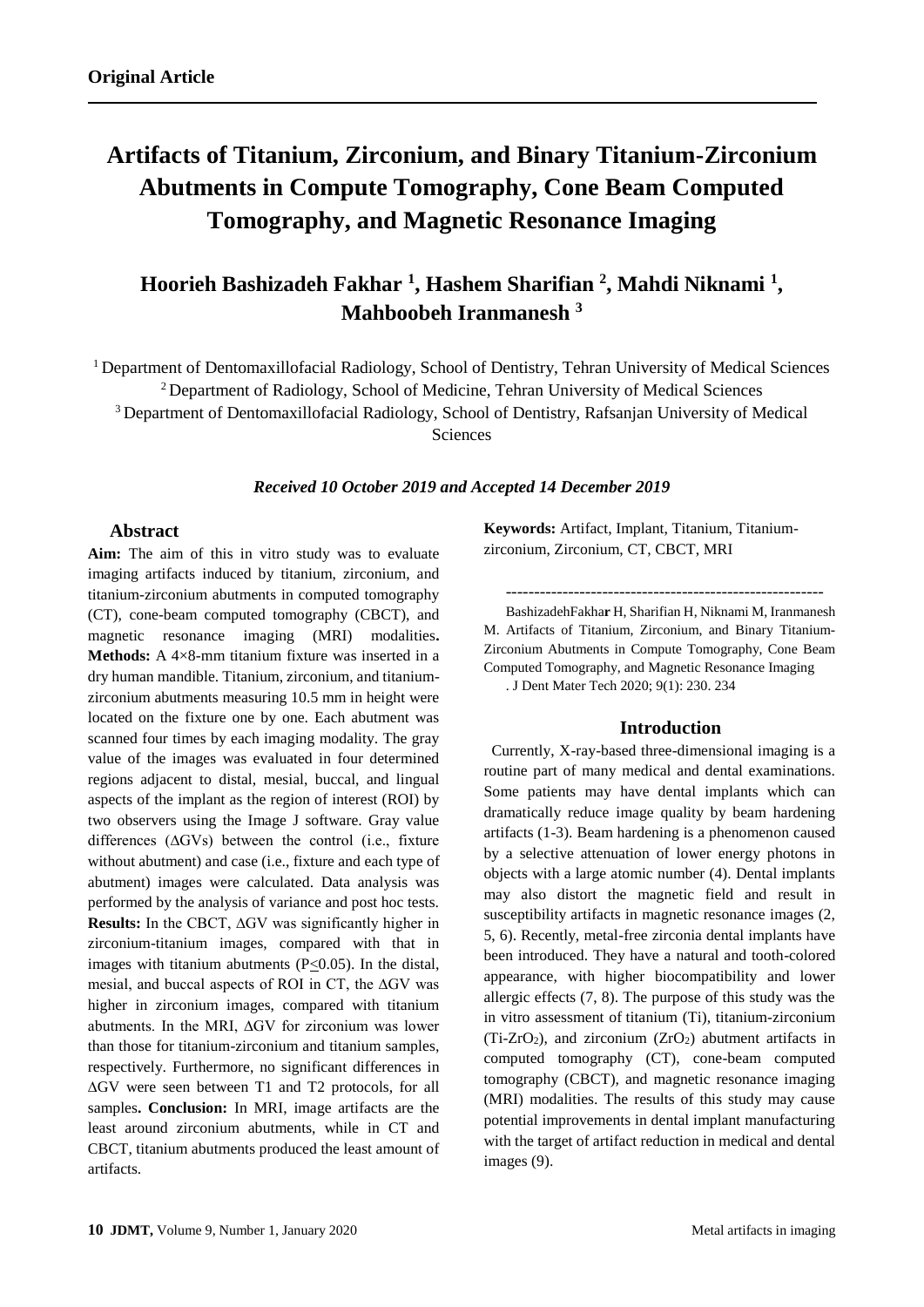**Original Article**

# Artifacts of Titanium, Zirconium, and Binary Titanium-Zirconium Abutments in Compute Tomography, Cone Beam Computed Tomography, and Magnetic Resonance Imaging

## Hoorieh Bashizadeh Fakhar [1], Hashem Sharifian [2], Mahdi Niknami [1], Mahboobeh Iranmanesh [3]

[1] Department of Dentomaxillofacial Radiology, School of Dentistry, Tehran University of Medical Sciences
[2] Department of Radiology, School of Medicine, Tehran University of Medical Sciences
[3] Department of Dentomaxillofacial Radiology, School of Dentistry, Rafsanjan University of Medical Sciences

***Received 10 October 2019 and Accepted 14 December 2019***

## Abstract

**Aim:** The aim of this in vitro study was to evaluate imaging artifacts induced by titanium, zirconium, and titanium-zirconium abutments in computed tomography (CT), cone-beam computed tomography (CBCT), and magnetic resonance imaging (MRI) modalities**. Methods:** A 4×8-mm titanium fixture was inserted in a dry human mandible. Titanium, zirconium, and titanium-zirconium abutments measuring 10.5 mm in height were located on the fixture one by one. Each abutment was scanned four times by each imaging modality. The gray value of the images was evaluated in four determined regions adjacent to distal, mesial, buccal, and lingual aspects of the implant as the region of interest (ROI) by two observers using the Image J software. Gray value differences ($\Delta$GVs) between the control (i.e., fixture without abutment) and case (i.e., fixture and each type of abutment) images were calculated. Data analysis was performed by the analysis of variance and post hoc tests. **Results:** In the CBCT, $\Delta$GV was significantly higher in zirconium-titanium images, compared with that in images with titanium abutments ($P \leq 0.05$). In the distal, mesial, and buccal aspects of ROI in CT, the $\Delta$GV was higher in zirconium images, compared with titanium abutments. In the MRI, $\Delta$GV for zirconium was lower than those for titanium-zirconium and titanium samples, respectively. Furthermore, no significant differences in $\Delta$GV were seen between T1 and T2 protocols, for all samples**. Conclusion:** In MRI, image artifacts are the least around zirconium abutments, while in CT and CBCT, titanium abutments produced the least amount of artifacts.

**Keywords:** Artifact, Implant, Titanium, Titanium-zirconium, Zirconium, CT, CBCT, MRI

---

BashizadehFakhar H, Sharifian H, Niknami M, Iranmanesh M. Artifacts of Titanium, Zirconium, and Binary Titanium-Zirconium Abutments in Compute Tomography, Cone Beam Computed Tomography, and Magnetic Resonance Imaging . J Dent Mater Tech 2020; 9(1): 230. 234

## Introduction

Currently, X-ray-based three-dimensional imaging is a routine part of many medical and dental examinations. Some patients may have dental implants which can dramatically reduce image quality by beam hardening artifacts (1-3). Beam hardening is a phenomenon caused by a selective attenuation of lower energy photons in objects with a large atomic number (4). Dental implants may also distort the magnetic field and result in susceptibility artifacts in magnetic resonance images (2, 5, 6). Recently, metal-free zirconia dental implants have been introduced. They have a natural and tooth-colored appearance, with higher biocompatibility and lower allergic effects (7, 8). The purpose of this study was the in vitro assessment of titanium (Ti), titanium-zirconium (Ti-$ZrO_2$), and zirconium ($ZrO_2$) abutment artifacts in computed tomography (CT), cone-beam computed tomography (CBCT), and magnetic resonance imaging (MRI) modalities. The results of this study may cause potential improvements in dental implant manufacturing with the target of artifact reduction in medical and dental images (9).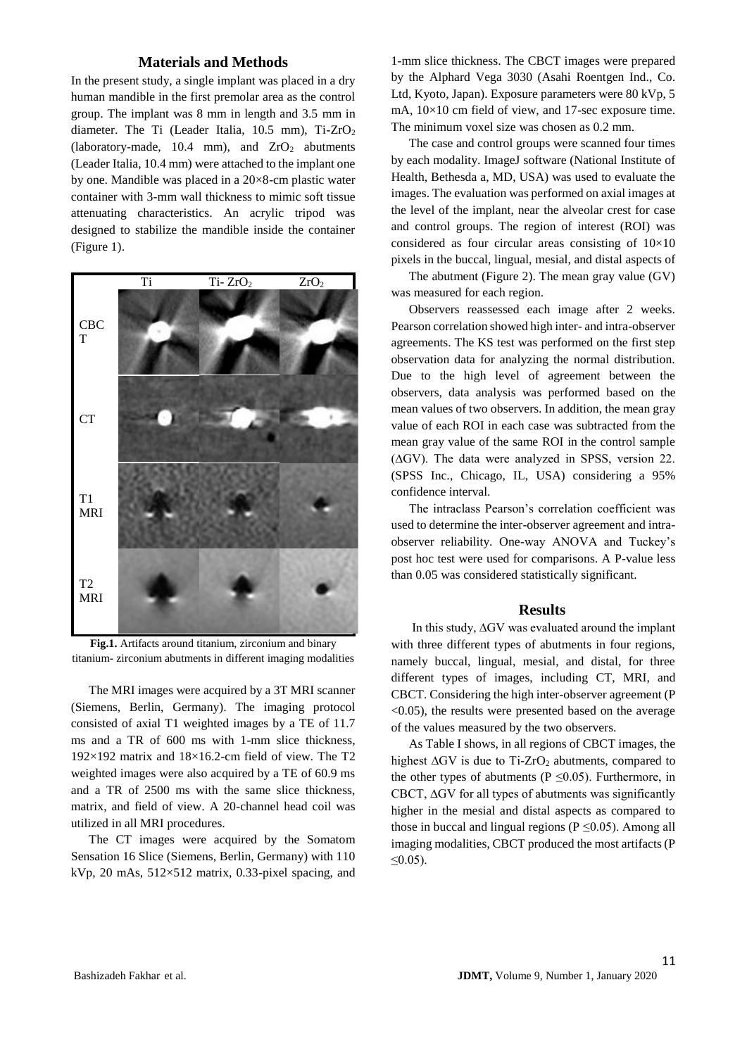## Materials and Methods

In the present study, a single implant was placed in a dry human mandible in the first premolar area as the control group. The implant was 8 mm in length and 3.5 mm in diameter. The Ti (Leader Italia, 10.5 mm), Ti-$ZrO_2$ (laboratory-made, 10.4 mm), and $ZrO_2$ abutments (Leader Italia, 10.4 mm) were attached to the implant one by one. Mandible was placed in a 20×8-cm plastic water container with 3-mm wall thickness to mimic soft tissue attenuating characteristics. An acrylic tripod was designed to stabilize the mandible inside the container (Figure 1).

**Fig.1.** Artifacts around titanium, zirconium and binary titanium- zirconium abutments in different imaging modalities

The MRI images were acquired by a 3T MRI scanner (Siemens, Berlin, Germany). The imaging protocol consisted of axial T1 weighted images by a TE of 11.7 ms and a TR of 600 ms with 1-mm slice thickness, 192×192 matrix and 18×16.2-cm field of view. The T2 weighted images were also acquired by a TE of 60.9 ms and a TR of 2500 ms with the same slice thickness, matrix, and field of view. A 20-channel head coil was utilized in all MRI procedures.

The CT images were acquired by the Somatom Sensation 16 Slice (Siemens, Berlin, Germany) with 110 kVp, 20 mAs, 512×512 matrix, 0.33-pixel spacing, and 1-mm slice thickness. The CBCT images were prepared by the Alphard Vega 3030 (Asahi Roentgen Ind., Co. Ltd, Kyoto, Japan). Exposure parameters were 80 kVp, 5 mA, 10×10 cm field of view, and 17-sec exposure time. The minimum voxel size was chosen as 0.2 mm.

The case and control groups were scanned four times by each modality. ImageJ software (National Institute of Health, Bethesda a, MD, USA) was used to evaluate the images. The evaluation was performed on axial images at the level of the implant, near the alveolar crest for case and control groups. The region of interest (ROI) was considered as four circular areas consisting of 10×10 pixels in the buccal, lingual, mesial, and distal aspects of

The abutment (Figure 2). The mean gray value (GV) was measured for each region.

Observers reassessed each image after 2 weeks. Pearson correlation showed high inter- and intra-observer agreements. The KS test was performed on the first step observation data for analyzing the normal distribution. Due to the high level of agreement between the observers, data analysis was performed based on the mean values of two observers. In addition, the mean gray value of each ROI in each case was subtracted from the mean gray value of the same ROI in the control sample ($\Delta$GV). The data were analyzed in SPSS, version 22. (SPSS Inc., Chicago, IL, USA) considering a 95% confidence interval.

The intraclass Pearson's correlation coefficient was used to determine the inter-observer agreement and intra-observer reliability. One-way ANOVA and Tuckey's post hoc test were used for comparisons. A P-value less than 0.05 was considered statistically significant.

## Results

In this study, $\Delta$GV was evaluated around the implant with three different types of abutments in four regions, namely buccal, lingual, mesial, and distal, for three different types of images, including CT, MRI, and CBCT. Considering the high inter-observer agreement ($P < 0.05$), the results were presented based on the average of the values measured by the two observers.

As Table I shows, in all regions of CBCT images, the highest $\Delta$GV is due to Ti-$ZrO_2$ abutments, compared to the other types of abutments ($P \leq 0.05$). Furthermore, in CBCT, $\Delta$GV for all types of abutments was significantly higher in the mesial and distal aspects as compared to those in buccal and lingual regions ($P \leq 0.05$). Among all imaging modalities, CBCT produced the most artifacts ($P \leq 0.05$).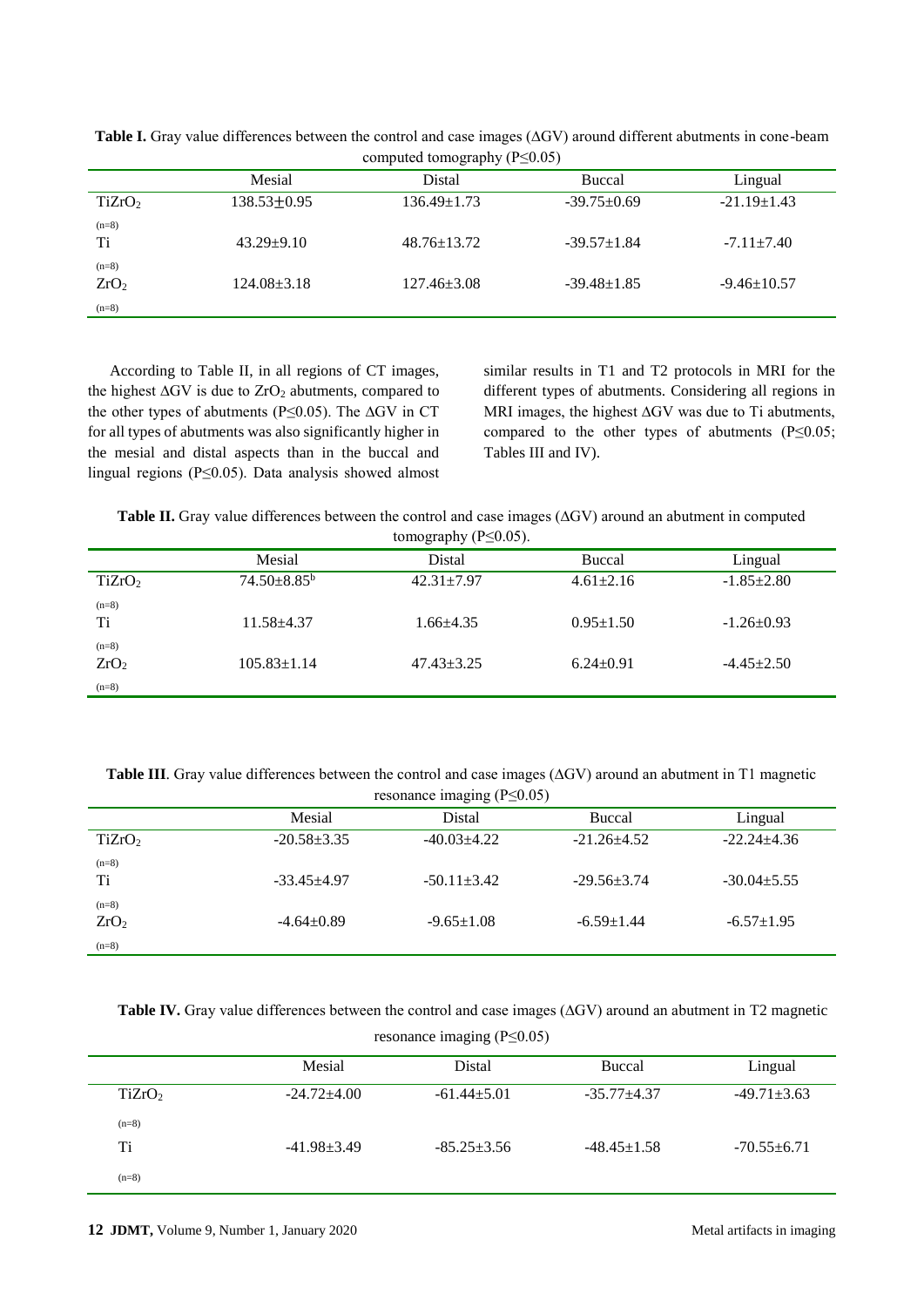**Table I.** Gray value differences between the control and case images (ΔGV) around different abutments in cone-beam computed tomography ($P \leq 0.05$)

| | Mesial | Distal | Buccal | Lingual |
|---|---|---|---|---|
| $TiZrO_2$ (n=8) | 138.53±0.95 | 136.49±1.73 | -39.75±0.69 | -21.19±1.43 |
| Ti (n=8) | 43.29±9.10 | 48.76±13.72 | -39.57±1.84 | -7.11±7.40 |
| $ZrO_2$ (n=8) | 124.08±3.18 | 127.46±3.08 | -39.48±1.85 | -9.46±10.57 |

According to Table II, in all regions of CT images, the highest ΔGV is due to $ZrO_2$ abutments, compared to the other types of abutments ($P \leq 0.05$). The ΔGV in CT for all types of abutments was also significantly higher in the mesial and distal aspects than in the buccal and lingual regions ($P \leq 0.05$). Data analysis showed almost similar results in T1 and T2 protocols in MRI for the different types of abutments. Considering all regions in MRI images, the highest ΔGV was due to Ti abutments, compared to the other types of abutments ($P \leq 0.05$; Tables III and IV).

**Table II.** Gray value differences between the control and case images (ΔGV) around an abutment in computed tomography ($P \leq 0.05$).

| | Mesial | Distal | Buccal | Lingual |
|---|---|---|---|---|
| $TiZrO_2$ (n=8) | 74.50±8.85[b] | 42.31±7.97 | 4.61±2.16 | -1.85±2.80 |
| Ti (n=8) | 11.58±4.37 | 1.66±4.35 | 0.95±1.50 | -1.26±0.93 |
| $ZrO_2$ (n=8) | 105.83±1.14 | 47.43±3.25 | 6.24±0.91 | -4.45±2.50 |

**Table III**. Gray value differences between the control and case images (ΔGV) around an abutment in T1 magnetic resonance imaging ($P \leq 0.05$)

| | Mesial | Distal | Buccal | Lingual |
|---|---|---|---|---|
| $TiZrO_2$ (n=8) | -20.58±3.35 | -40.03±4.22 | -21.26±4.52 | -22.24±4.36 |
| Ti (n=8) | -33.45±4.97 | -50.11±3.42 | -29.56±3.74 | -30.04±5.55 |
| $ZrO_2$ (n=8) | -4.64±0.89 | -9.65±1.08 | -6.59±1.44 | -6.57±1.95 |

**Table IV.** Gray value differences between the control and case images (ΔGV) around an abutment in T2 magnetic resonance imaging ($P \leq 0.05$)

| | Mesial | Distal | Buccal | Lingual |
|---|---|---|---|---|
| $TiZrO_2$ (n=8) | -24.72±4.00 | -61.44±5.01 | -35.77±4.37 | -49.71±3.63 |
| Ti (n=8) | -41.98±3.49 | -85.25±3.56 | -48.45±1.58 | -70.55±6.71 |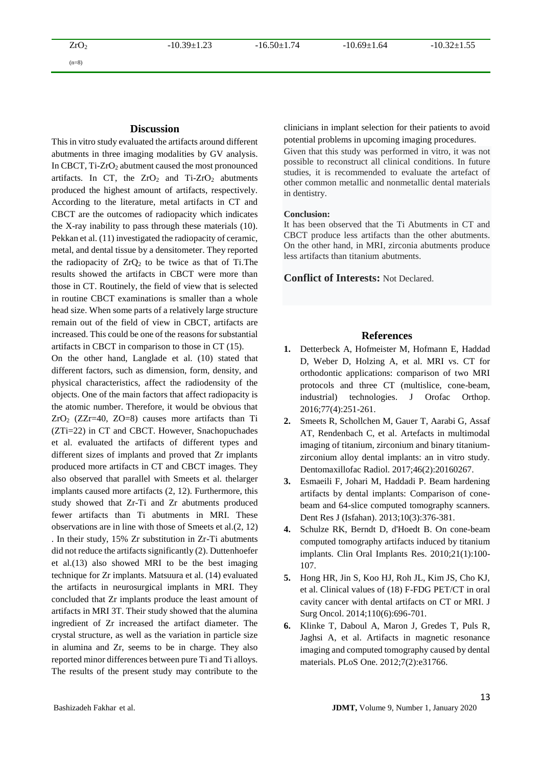| $ZrO_2$ (n=8) | -10.39±1.23 | -16.50±1.74 | -10.69±1.64 | -10.32±1.55 |
|---|---|---|---|---|

## Discussion

This in vitro study evaluated the artifacts around different abutments in three imaging modalities by GV analysis. In CBCT, Ti-$ZrO_2$ abutment caused the most pronounced artifacts. In CT, the $ZrO_2$ and Ti-$ZrO_2$ abutments produced the highest amount of artifacts, respectively. According to the literature, metal artifacts in CT and CBCT are the outcomes of radiopacity which indicates the X-ray inability to pass through these materials (10). Pekkan et al. (11) investigated the radiopacity of ceramic, metal, and dental tissue by a densitometer. They reported the radiopacity of $ZrQ_2$ to be twice as that of Ti.The results showed the artifacts in CBCT were more than those in CT. Routinely, the field of view that is selected in routine CBCT examinations is smaller than a whole head size. When some parts of a relatively large structure remain out of the field of view in CBCT, artifacts are increased. This could be one of the reasons for substantial artifacts in CBCT in comparison to those in CT (15).

On the other hand, Langlade et al. (10) stated that different factors, such as dimension, form, density, and physical characteristics, affect the radiodensity of the objects. One of the main factors that affect radiopacity is the atomic number. Therefore, it would be obvious that $ZrO_2$ ($Z_{Zr}$=40, ZO=8) causes more artifacts than Ti ($Z_{Ti}$=22) in CT and CBCT. However, Snachopuchades et al. evaluated the artifacts of different types and different sizes of implants and proved that Zr implants produced more artifacts in CT and CBCT images. They also observed that parallel with Smeets et al. thelarger implants caused more artifacts (2, 12). Furthermore, this study showed that Zr-Ti and Zr abutments produced fewer artifacts than Ti abutments in MRI. These observations are in line with those of Smeets et al.(2, 12) . In their study, 15% Zr substitution in Zr-Ti abutments did not reduce the artifacts significantly (2). Duttenhoefer et al.(13) also showed MRI to be the best imaging technique for Zr implants. Matsuura et al. (14) evaluated the artifacts in neurosurgical implants in MRI. They concluded that Zr implants produce the least amount of artifacts in MRI 3T. Their study showed that the alumina ingredient of Zr increased the artifact diameter. The crystal structure, as well as the variation in particle size in alumina and Zr, seems to be in charge. They also reported minor differences between pure Ti and Ti alloys. The results of the present study may contribute to the clinicians in implant selection for their patients to avoid potential problems in upcoming imaging procedures.

Given that this study was performed in vitro, it was not possible to reconstruct all clinical conditions. In future studies, it is recommended to evaluate the artefact of other common metallic and nonmetallic dental materials in dentistry.

**Conclusion:**

It has been observed that the Ti Abutments in CT and CBCT produce less artifacts than the other abutments. On the other hand, in MRI, zirconia abutments produce less artifacts than titanium abutments.

**Conflict of Interests:** Not Declared.

## References

1. Detterbeck A, Hofmeister M, Hofmann E, Haddad D, Weber D, Holzing A, et al. MRI vs. CT for orthodontic applications: comparison of two MRI protocols and three CT (multislice, cone-beam, industrial) technologies. J Orofac Orthop. 2016;77(4):251-261.
2. Smeets R, Schollchen M, Gauer T, Aarabi G, Assaf AT, Rendenbach C, et al. Artefacts in multimodal imaging of titanium, zirconium and binary titanium-zirconium alloy dental implants: an in vitro study. Dentomaxillofac Radiol. 2017;46(2):20160267.
3. Esmaeili F, Johari M, Haddadi P. Beam hardening artifacts by dental implants: Comparison of cone-beam and 64-slice computed tomography scanners. Dent Res J (Isfahan). 2013;10(3):376-381.
4. Schulze RK, Berndt D, d'Hoedt B. On cone-beam computed tomography artifacts induced by titanium implants. Clin Oral Implants Res. 2010;21(1):100-107.
5. Hong HR, Jin S, Koo HJ, Roh JL, Kim JS, Cho KJ, et al. Clinical values of (18) F-FDG PET/CT in oral cavity cancer with dental artifacts on CT or MRI. J Surg Oncol. 2014;110(6):696-701.
6. Klinke T, Daboul A, Maron J, Gredes T, Puls R, Jaghsi A, et al. Artifacts in magnetic resonance imaging and computed tomography caused by dental materials. PLoS One. 2012;7(2):e31766.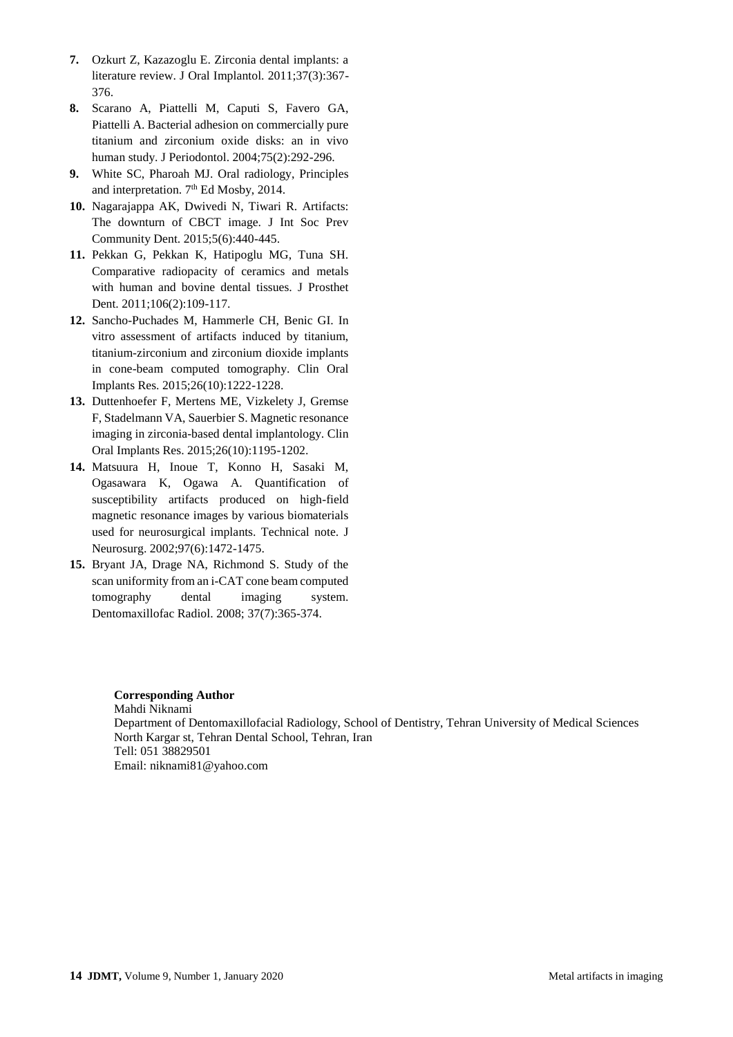7. Ozkurt Z, Kazazoglu E. Zirconia dental implants: a literature review. J Oral Implantol. 2011;37(3):367-376.
8. Scarano A, Piattelli M, Caputi S, Favero GA, Piattelli A. Bacterial adhesion on commercially pure titanium and zirconium oxide disks: an in vivo human study. J Periodontol. 2004;75(2):292-296.
9. White SC, Pharoah MJ. Oral radiology, Principles and interpretation. 7th Ed Mosby, 2014.
10. Nagarajappa AK, Dwivedi N, Tiwari R. Artifacts: The downturn of CBCT image. J Int Soc Prev Community Dent. 2015;5(6):440-445.
11. Pekkan G, Pekkan K, Hatipoglu MG, Tuna SH. Comparative radiopacity of ceramics and metals with human and bovine dental tissues. J Prosthet Dent. 2011;106(2):109-117.
12. Sancho-Puchades M, Hammerle CH, Benic GI. In vitro assessment of artifacts induced by titanium, titanium-zirconium and zirconium dioxide implants in cone-beam computed tomography. Clin Oral Implants Res. 2015;26(10):1222-1228.
13. Duttenhoefer F, Mertens ME, Vizkelety J, Gremse F, Stadelmann VA, Sauerbier S. Magnetic resonance imaging in zirconia-based dental implantology. Clin Oral Implants Res. 2015;26(10):1195-1202.
14. Matsuura H, Inoue T, Konno H, Sasaki M, Ogasawara K, Ogawa A. Quantification of susceptibility artifacts produced on high-field magnetic resonance images by various biomaterials used for neurosurgical implants. Technical note. J Neurosurg. 2002;97(6):1472-1475.
15. Bryant JA, Drage NA, Richmond S. Study of the scan uniformity from an i-CAT cone beam computed tomography dental imaging system. Dentomaxillofac Radiol. 2008; 37(7):365-374.

**Corresponding Author**
Mahdi Niknami
Department of Dentomaxillofacial Radiology, School of Dentistry, Tehran University of Medical Sciences
North Kargar st, Tehran Dental School, Tehran, Iran
Tell: 051 38829501
Email: niknami81@yahoo.com